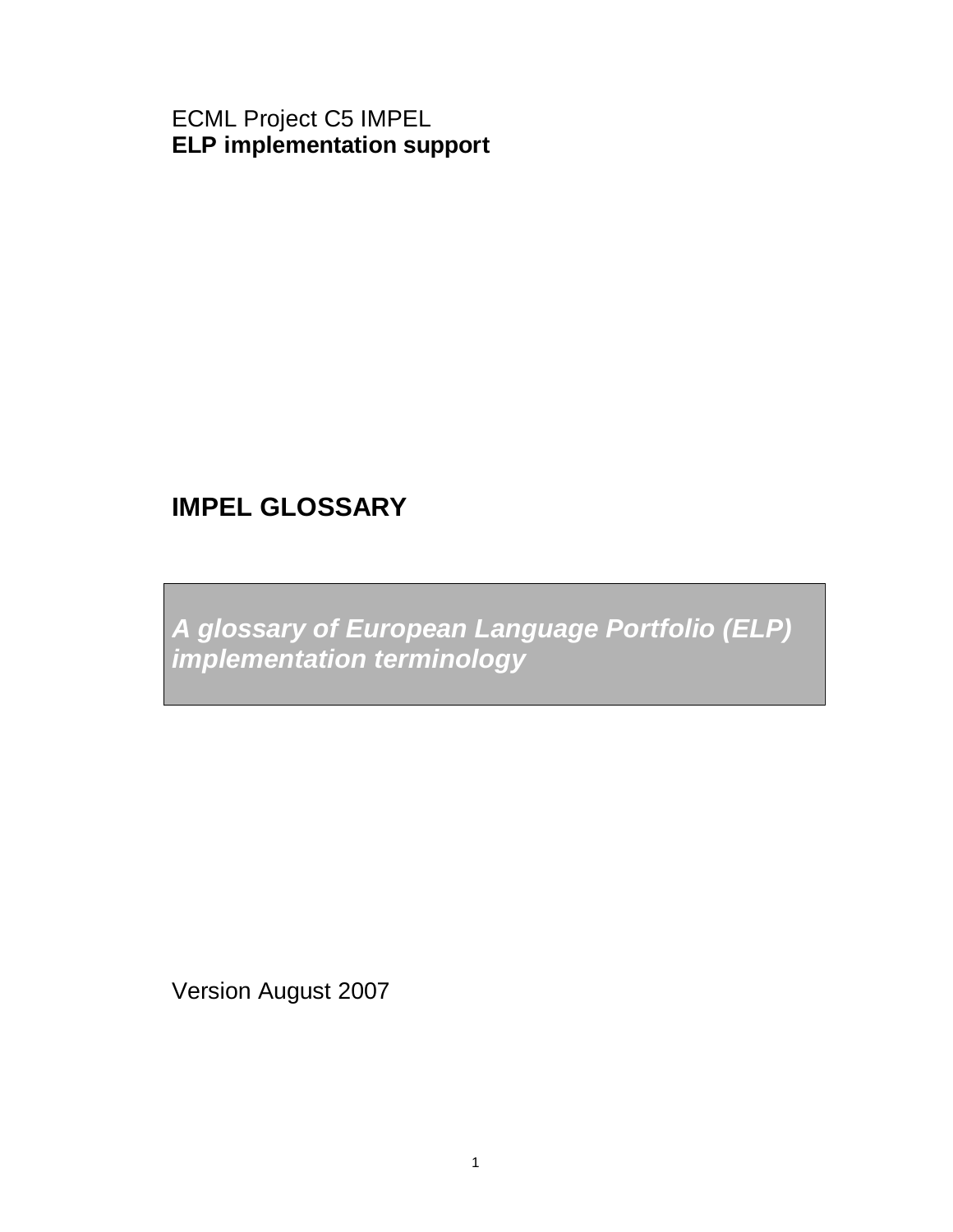ECML Project C5 IMPEL
**ELP implementation support**

# IMPEL GLOSSARY

***A glossary of European Language Portfolio (ELP) implementation terminology***

Version August 2007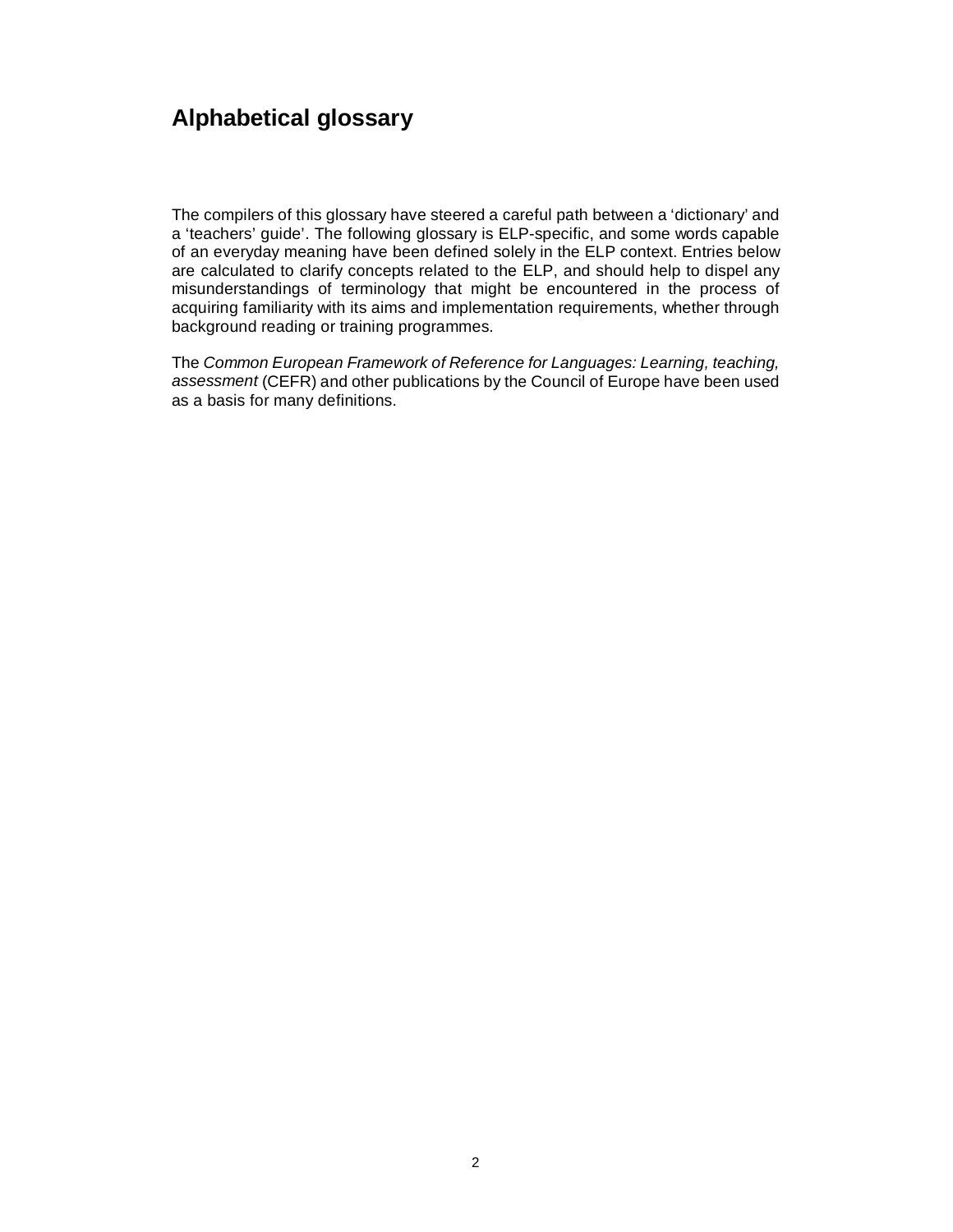# Alphabetical glossary

The compilers of this glossary have steered a careful path between a 'dictionary' and a 'teachers' guide'. The following glossary is ELP-specific, and some words capable of an everyday meaning have been defined solely in the ELP context. Entries below are calculated to clarify concepts related to the ELP, and should help to dispel any misunderstandings of terminology that might be encountered in the process of acquiring familiarity with its aims and implementation requirements, whether through background reading or training programmes.

The *Common European Framework of Reference for Languages: Learning, teaching, assessment* (CEFR) and other publications by the Council of Europe have been used as a basis for many definitions.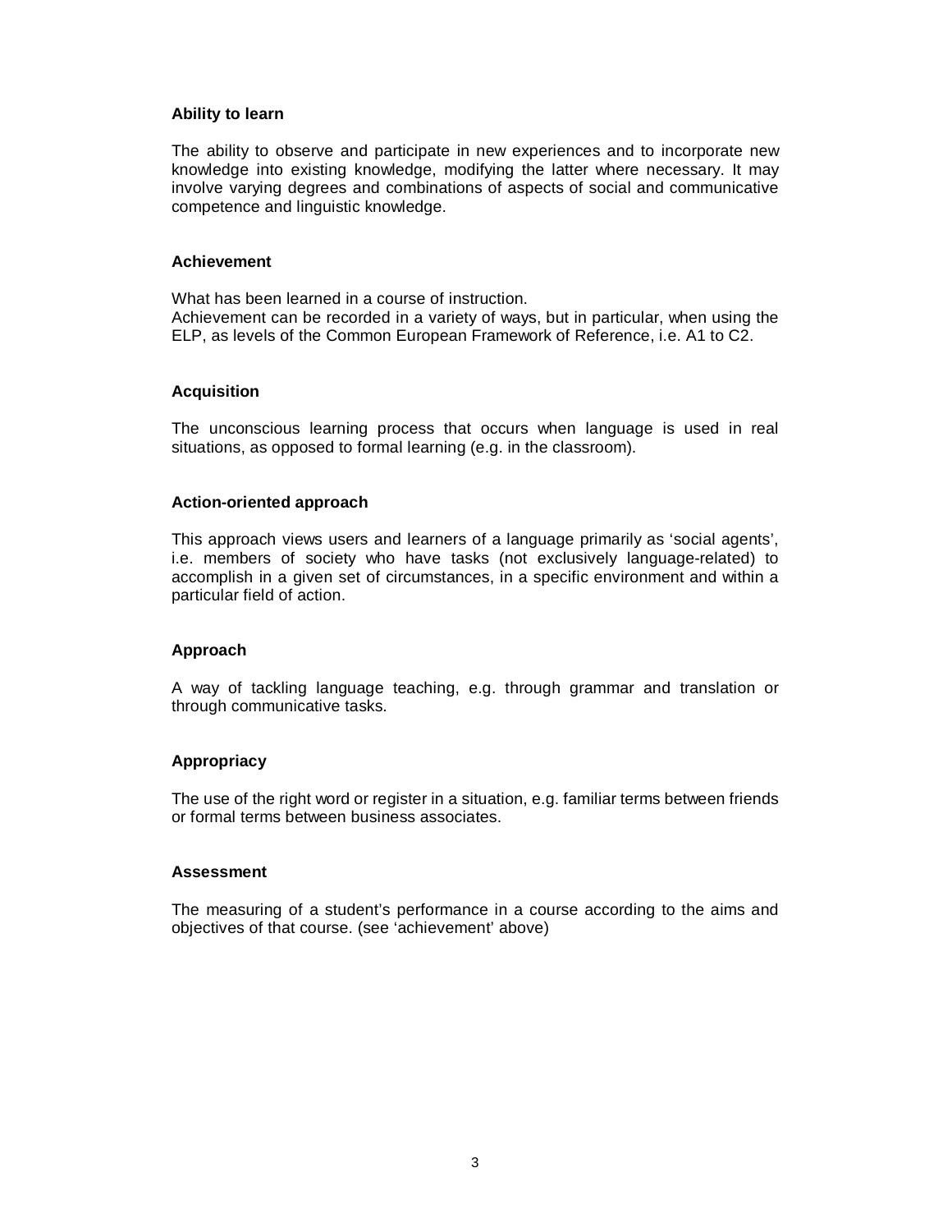**Ability to learn**

The ability to observe and participate in new experiences and to incorporate new knowledge into existing knowledge, modifying the latter where necessary. It may involve varying degrees and combinations of aspects of social and communicative competence and linguistic knowledge.

**Achievement**

What has been learned in a course of instruction.
Achievement can be recorded in a variety of ways, but in particular, when using the ELP, as levels of the Common European Framework of Reference, i.e. A1 to C2.

**Acquisition**

The unconscious learning process that occurs when language is used in real situations, as opposed to formal learning (e.g. in the classroom).

**Action-oriented approach**

This approach views users and learners of a language primarily as 'social agents', i.e. members of society who have tasks (not exclusively language-related) to accomplish in a given set of circumstances, in a specific environment and within a particular field of action.

**Approach**

A way of tackling language teaching, e.g. through grammar and translation or through communicative tasks.

**Appropriacy**

The use of the right word or register in a situation, e.g. familiar terms between friends or formal terms between business associates.

**Assessment**

The measuring of a student's performance in a course according to the aims and objectives of that course. (see 'achievement' above)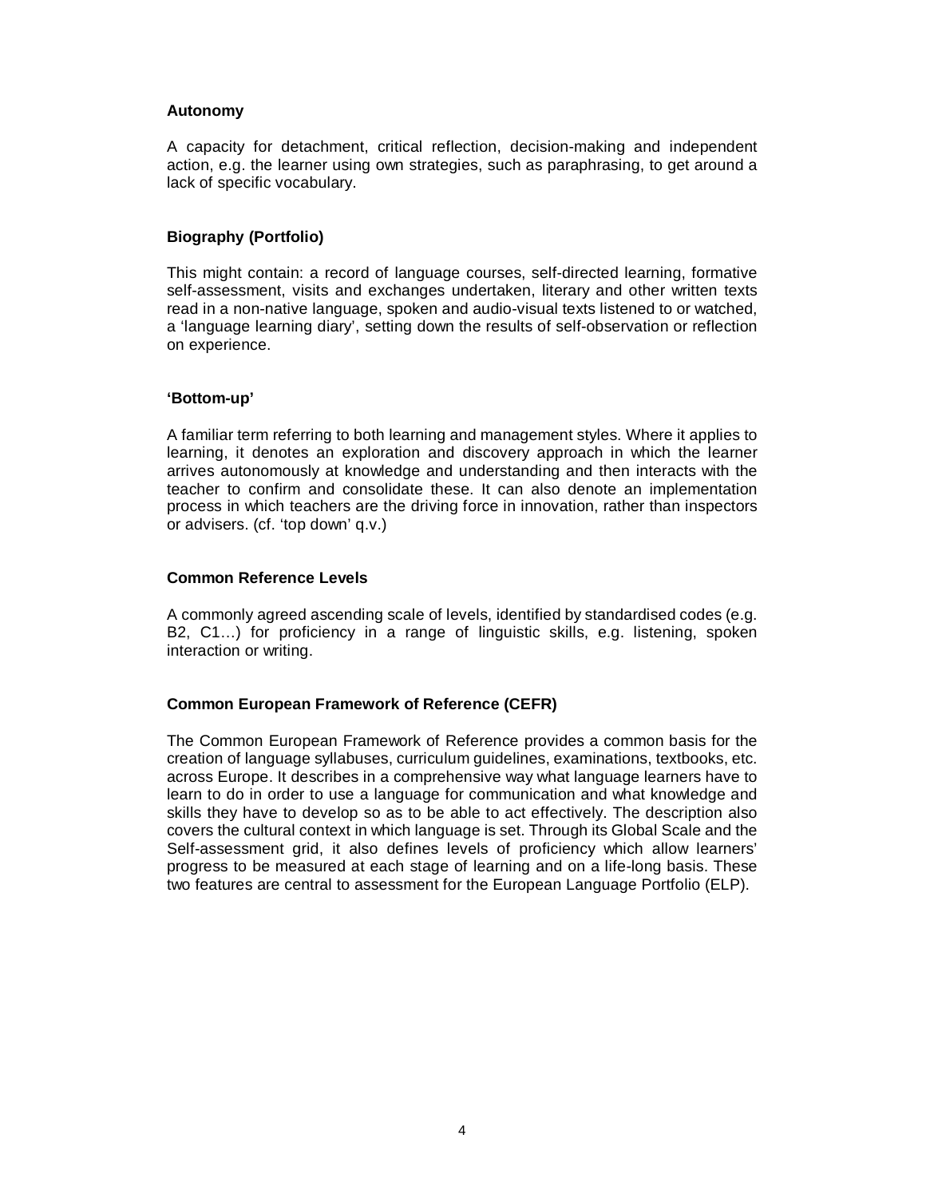**Autonomy**

A capacity for detachment, critical reflection, decision-making and independent action, e.g. the learner using own strategies, such as paraphrasing, to get around a lack of specific vocabulary.

**Biography (Portfolio)**

This might contain: a record of language courses, self-directed learning, formative self-assessment, visits and exchanges undertaken, literary and other written texts read in a non-native language, spoken and audio-visual texts listened to or watched, a 'language learning diary', setting down the results of self-observation or reflection on experience.

**'Bottom-up'**

A familiar term referring to both learning and management styles. Where it applies to learning, it denotes an exploration and discovery approach in which the learner arrives autonomously at knowledge and understanding and then interacts with the teacher to confirm and consolidate these. It can also denote an implementation process in which teachers are the driving force in innovation, rather than inspectors or advisers. (cf. 'top down' q.v.)

**Common Reference Levels**

A commonly agreed ascending scale of levels, identified by standardised codes (e.g. B2, C1…) for proficiency in a range of linguistic skills, e.g. listening, spoken interaction or writing.

**Common European Framework of Reference (CEFR)**

The Common European Framework of Reference provides a common basis for the creation of language syllabuses, curriculum guidelines, examinations, textbooks, etc. across Europe. It describes in a comprehensive way what language learners have to learn to do in order to use a language for communication and what knowledge and skills they have to develop so as to be able to act effectively. The description also covers the cultural context in which language is set. Through its Global Scale and the Self-assessment grid, it also defines levels of proficiency which allow learners' progress to be measured at each stage of learning and on a life-long basis. These two features are central to assessment for the European Language Portfolio (ELP).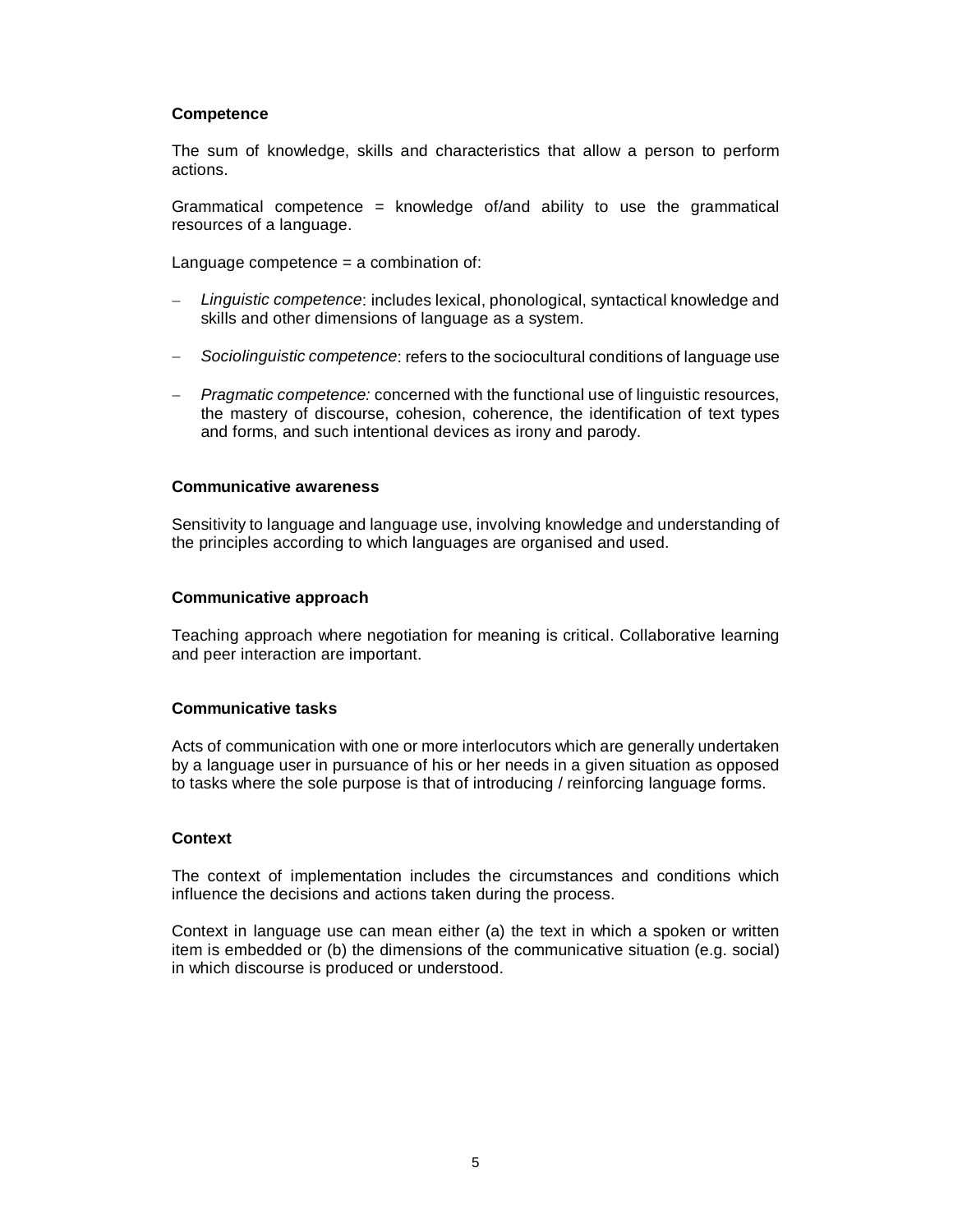**Competence**

The sum of knowledge, skills and characteristics that allow a person to perform actions.

Grammatical competence = knowledge of/and ability to use the grammatical resources of a language.

Language competence = a combination of:

- *Linguistic competence*: includes lexical, phonological, syntactical knowledge and skills and other dimensions of language as a system.
- *Sociolinguistic competence*: refers to the sociocultural conditions of language use
- *Pragmatic competence:* concerned with the functional use of linguistic resources, the mastery of discourse, cohesion, coherence, the identification of text types and forms, and such intentional devices as irony and parody.

**Communicative awareness**

Sensitivity to language and language use, involving knowledge and understanding of the principles according to which languages are organised and used.

**Communicative approach**

Teaching approach where negotiation for meaning is critical. Collaborative learning and peer interaction are important.

**Communicative tasks**

Acts of communication with one or more interlocutors which are generally undertaken by a language user in pursuance of his or her needs in a given situation as opposed to tasks where the sole purpose is that of introducing / reinforcing language forms.

**Context**

The context of implementation includes the circumstances and conditions which influence the decisions and actions taken during the process.

Context in language use can mean either (a) the text in which a spoken or written item is embedded or (b) the dimensions of the communicative situation (e.g. social) in which discourse is produced or understood.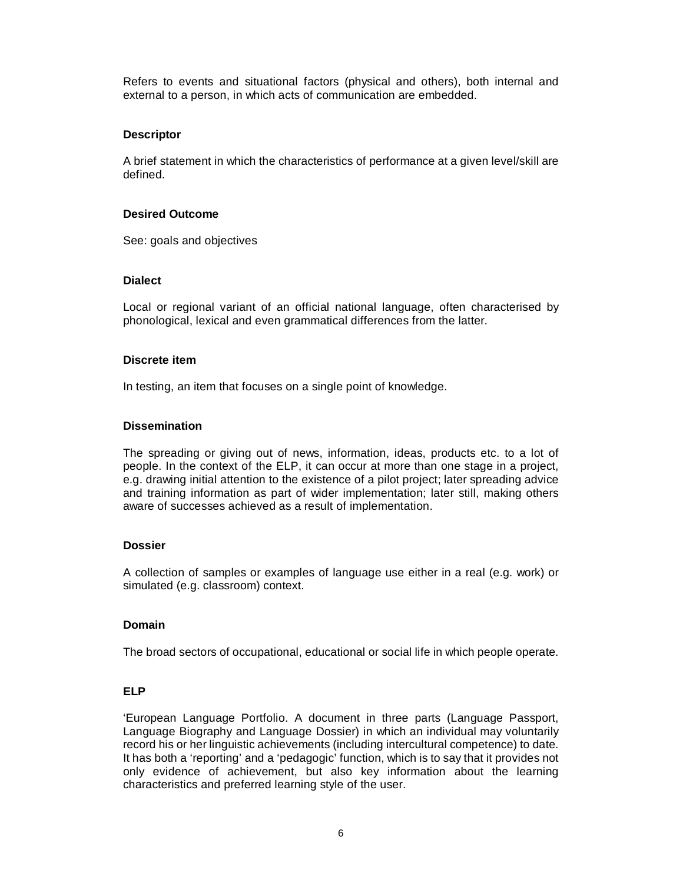Refers to events and situational factors (physical and others), both internal and external to a person, in which acts of communication are embedded.

### Descriptor

A brief statement in which the characteristics of performance at a given level/skill are defined.

### Desired Outcome

See: goals and objectives

### Dialect

Local or regional variant of an official national language, often characterised by phonological, lexical and even grammatical differences from the latter.

### Discrete item

In testing, an item that focuses on a single point of knowledge.

### Dissemination

The spreading or giving out of news, information, ideas, products etc. to a lot of people. In the context of the ELP, it can occur at more than one stage in a project, e.g. drawing initial attention to the existence of a pilot project; later spreading advice and training information as part of wider implementation; later still, making others aware of successes achieved as a result of implementation.

### Dossier

A collection of samples or examples of language use either in a real (e.g. work) or simulated (e.g. classroom) context.

### Domain

The broad sectors of occupational, educational or social life in which people operate.

### ELP

'European Language Portfolio. A document in three parts (Language Passport, Language Biography and Language Dossier) in which an individual may voluntarily record his or her linguistic achievements (including intercultural competence) to date. It has both a 'reporting' and a 'pedagogic' function, which is to say that it provides not only evidence of achievement, but also key information about the learning characteristics and preferred learning style of the user.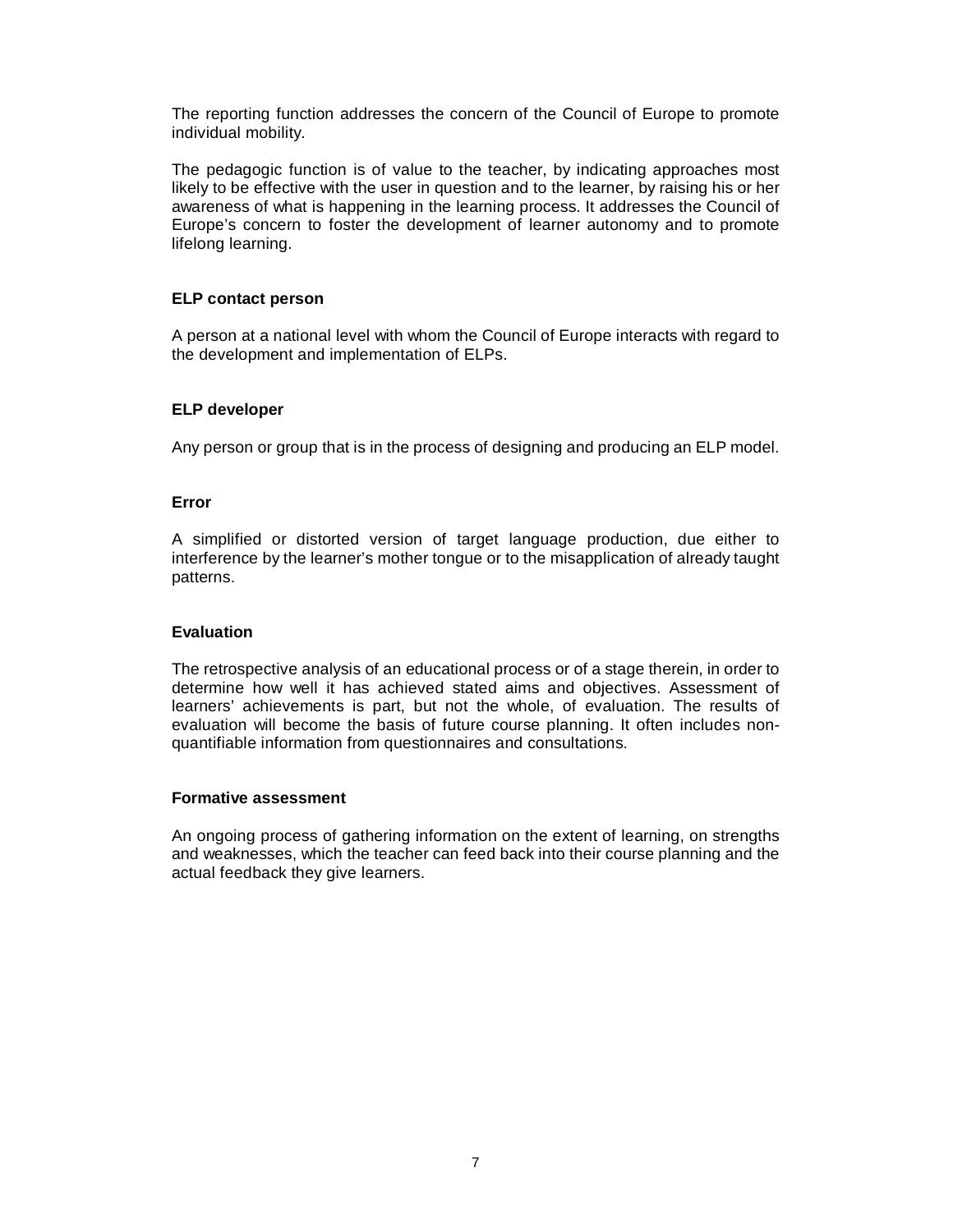The reporting function addresses the concern of the Council of Europe to promote individual mobility.

The pedagogic function is of value to the teacher, by indicating approaches most likely to be effective with the user in question and to the learner, by raising his or her awareness of what is happening in the learning process. It addresses the Council of Europe's concern to foster the development of learner autonomy and to promote lifelong learning.

**ELP contact person**

A person at a national level with whom the Council of Europe interacts with regard to the development and implementation of ELPs.

**ELP developer**

Any person or group that is in the process of designing and producing an ELP model.

**Error**

A simplified or distorted version of target language production, due either to interference by the learner's mother tongue or to the misapplication of already taught patterns.

**Evaluation**

The retrospective analysis of an educational process or of a stage therein, in order to determine how well it has achieved stated aims and objectives. Assessment of learners' achievements is part, but not the whole, of evaluation. The results of evaluation will become the basis of future course planning. It often includes non-quantifiable information from questionnaires and consultations.

**Formative assessment**

An ongoing process of gathering information on the extent of learning, on strengths and weaknesses, which the teacher can feed back into their course planning and the actual feedback they give learners.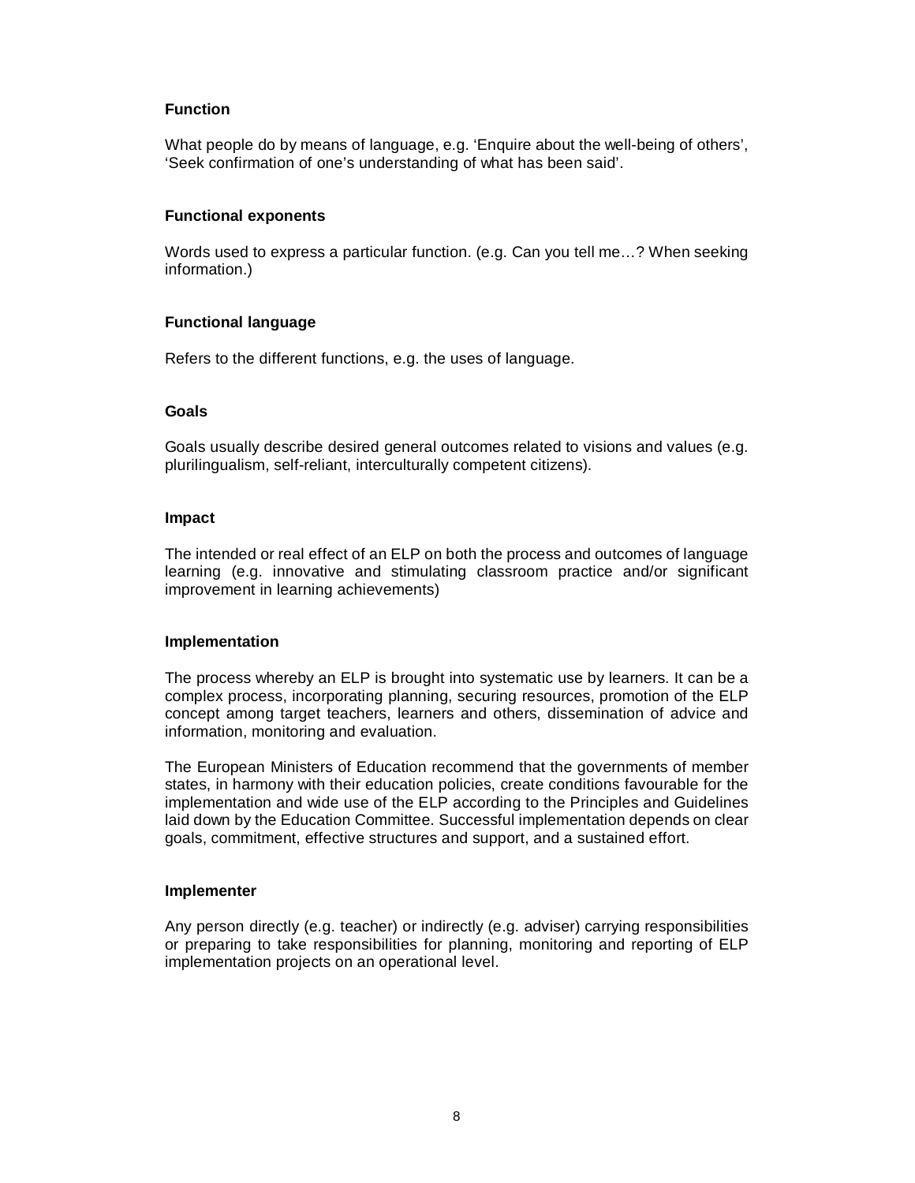**Function**

What people do by means of language, e.g. 'Enquire about the well-being of others', 'Seek confirmation of one's understanding of what has been said'.

**Functional exponents**

Words used to express a particular function. (e.g. Can you tell me…? When seeking information.)

**Functional language**

Refers to the different functions, e.g. the uses of language.

**Goals**

Goals usually describe desired general outcomes related to visions and values (e.g. plurilingualism, self-reliant, interculturally competent citizens).

**Impact**

The intended or real effect of an ELP on both the process and outcomes of language learning (e.g. innovative and stimulating classroom practice and/or significant improvement in learning achievements)

**Implementation**

The process whereby an ELP is brought into systematic use by learners. It can be a complex process, incorporating planning, securing resources, promotion of the ELP concept among target teachers, learners and others, dissemination of advice and information, monitoring and evaluation.

The European Ministers of Education recommend that the governments of member states, in harmony with their education policies, create conditions favourable for the implementation and wide use of the ELP according to the Principles and Guidelines laid down by the Education Committee. Successful implementation depends on clear goals, commitment, effective structures and support, and a sustained effort.

**Implementer**

Any person directly (e.g. teacher) or indirectly (e.g. adviser) carrying responsibilities or preparing to take responsibilities for planning, monitoring and reporting of ELP implementation projects on an operational level.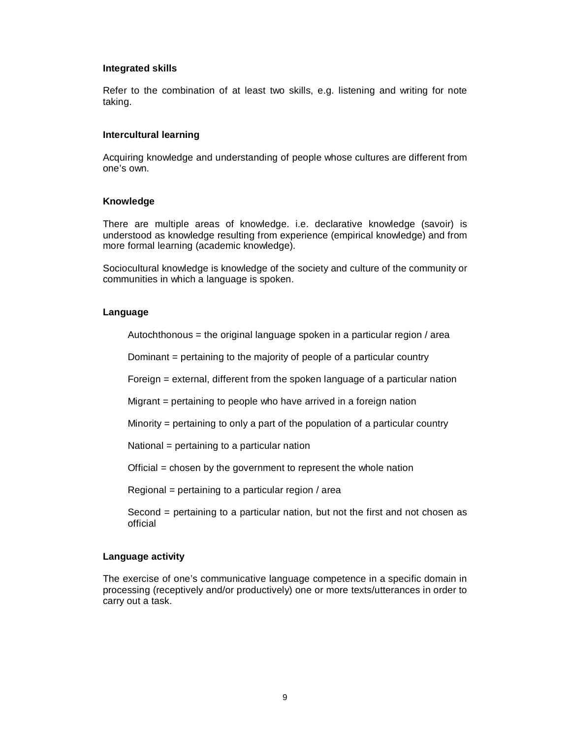**Integrated skills**

Refer to the combination of at least two skills, e.g. listening and writing for note taking.

**Intercultural learning**

Acquiring knowledge and understanding of people whose cultures are different from one's own.

**Knowledge**

There are multiple areas of knowledge. i.e. declarative knowledge (savoir) is understood as knowledge resulting from experience (empirical knowledge) and from more formal learning (academic knowledge).

Sociocultural knowledge is knowledge of the society and culture of the community or communities in which a language is spoken.

**Language**

Autochthonous = the original language spoken in a particular region / area

Dominant = pertaining to the majority of people of a particular country

Foreign = external, different from the spoken language of a particular nation

Migrant = pertaining to people who have arrived in a foreign nation

Minority = pertaining to only a part of the population of a particular country

National = pertaining to a particular nation

Official = chosen by the government to represent the whole nation

Regional = pertaining to a particular region / area

Second = pertaining to a particular nation, but not the first and not chosen as official

**Language activity**

The exercise of one's communicative language competence in a specific domain in processing (receptively and/or productively) one or more texts/utterances in order to carry out a task.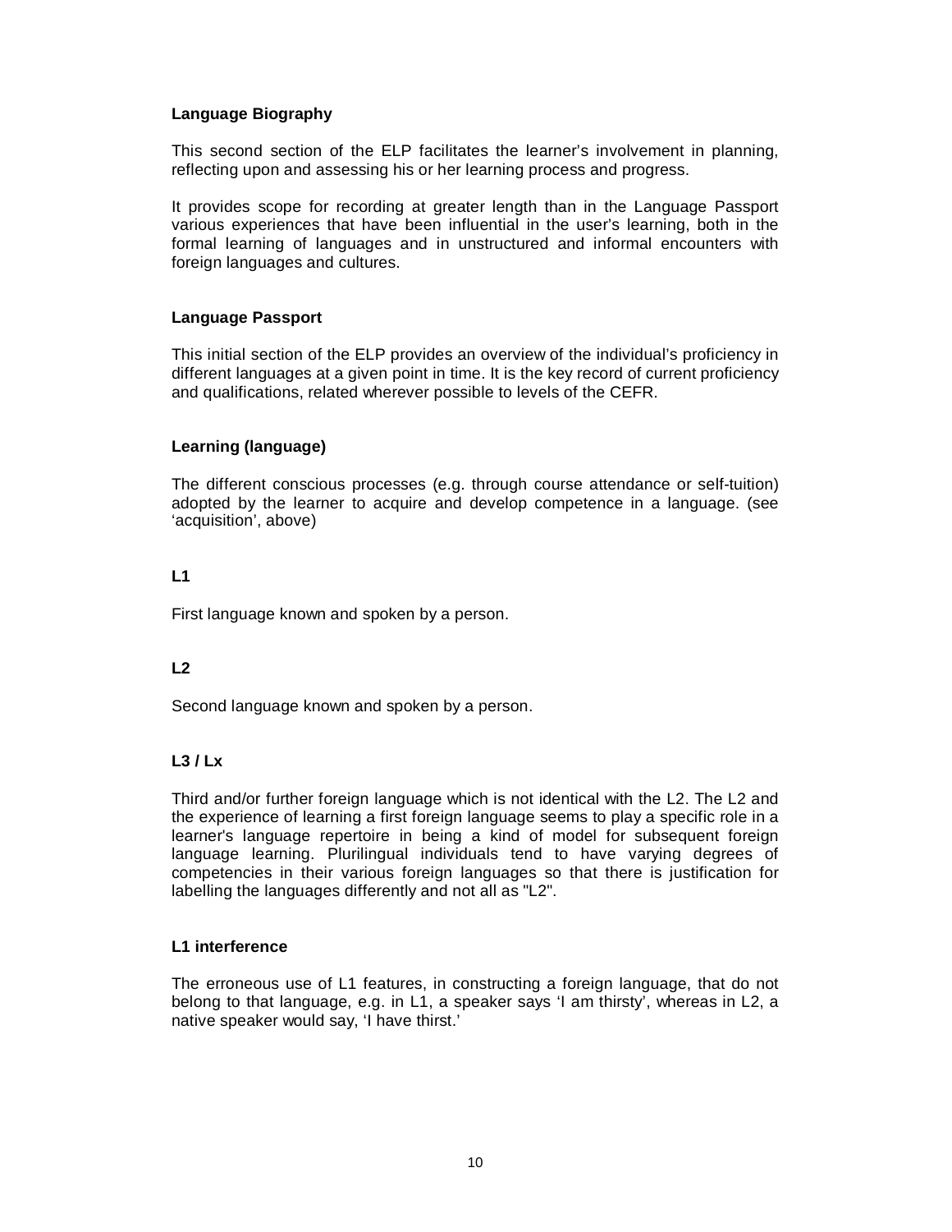**Language Biography**

This second section of the ELP facilitates the learner's involvement in planning, reflecting upon and assessing his or her learning process and progress.

It provides scope for recording at greater length than in the Language Passport various experiences that have been influential in the user's learning, both in the formal learning of languages and in unstructured and informal encounters with foreign languages and cultures.

**Language Passport**

This initial section of the ELP provides an overview of the individual's proficiency in different languages at a given point in time. It is the key record of current proficiency and qualifications, related wherever possible to levels of the CEFR.

**Learning (language)**

The different conscious processes (e.g. through course attendance or self-tuition) adopted by the learner to acquire and develop competence in a language. (see 'acquisition', above)

**L1**

First language known and spoken by a person.

**L2**

Second language known and spoken by a person.

**L3 / Lx**

Third and/or further foreign language which is not identical with the L2. The L2 and the experience of learning a first foreign language seems to play a specific role in a learner's language repertoire in being a kind of model for subsequent foreign language learning. Plurilingual individuals tend to have varying degrees of competencies in their various foreign languages so that there is justification for labelling the languages differently and not all as "L2".

**L1 interference**

The erroneous use of L1 features, in constructing a foreign language, that do not belong to that language, e.g. in L1, a speaker says 'I am thirsty', whereas in L2, a native speaker would say, 'I have thirst.'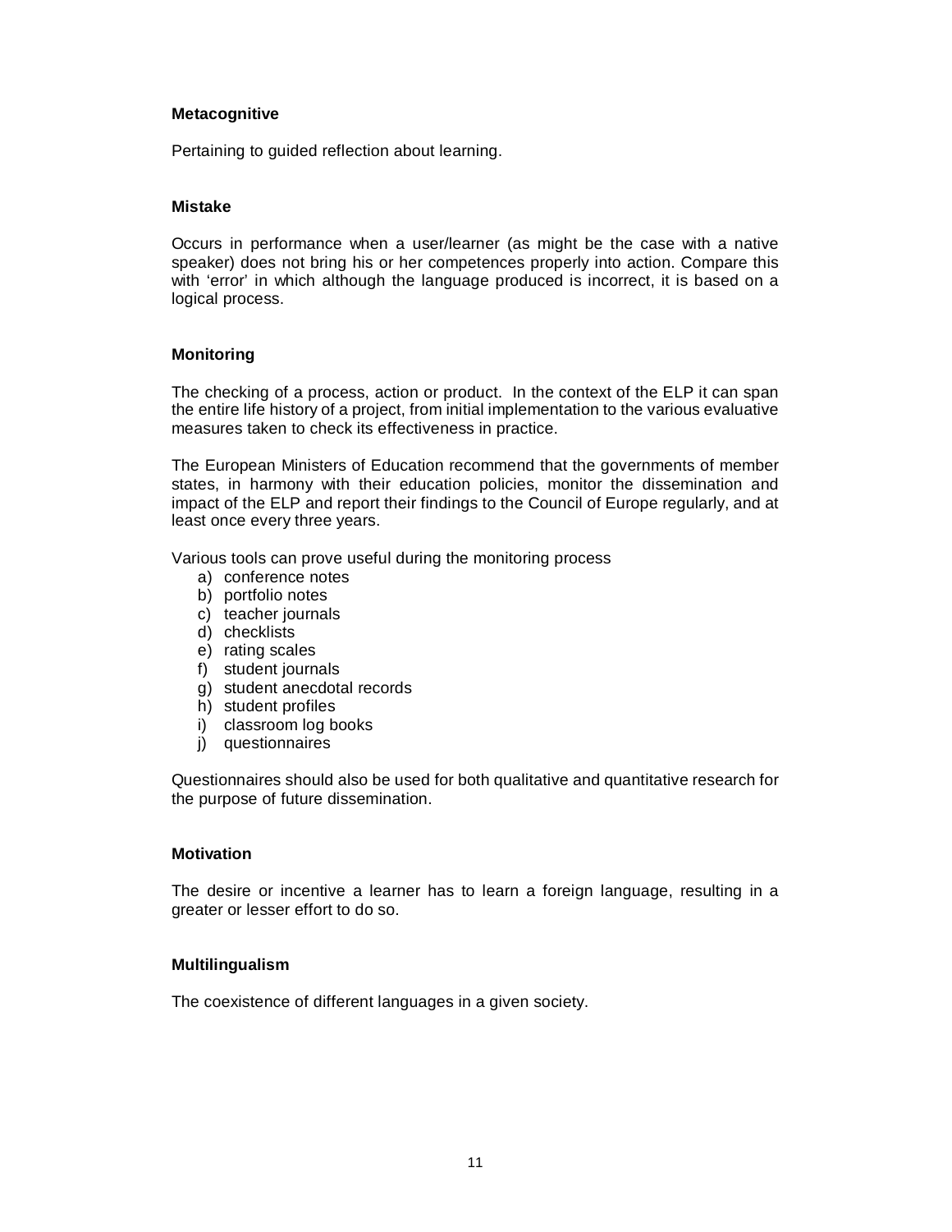**Metacognitive**

Pertaining to guided reflection about learning.

**Mistake**

Occurs in performance when a user/learner (as might be the case with a native speaker) does not bring his or her competences properly into action. Compare this with 'error' in which although the language produced is incorrect, it is based on a logical process.

**Monitoring**

The checking of a process, action or product. In the context of the ELP it can span the entire life history of a project, from initial implementation to the various evaluative measures taken to check its effectiveness in practice.

The European Ministers of Education recommend that the governments of member states, in harmony with their education policies, monitor the dissemination and impact of the ELP and report their findings to the Council of Europe regularly, and at least once every three years.

Various tools can prove useful during the monitoring process

a) conference notes
b) portfolio notes
c) teacher journals
d) checklists
e) rating scales
f) student journals
g) student anecdotal records
h) student profiles
i) classroom log books
j) questionnaires

Questionnaires should also be used for both qualitative and quantitative research for the purpose of future dissemination.

**Motivation**

The desire or incentive a learner has to learn a foreign language, resulting in a greater or lesser effort to do so.

**Multilingualism**

The coexistence of different languages in a given society.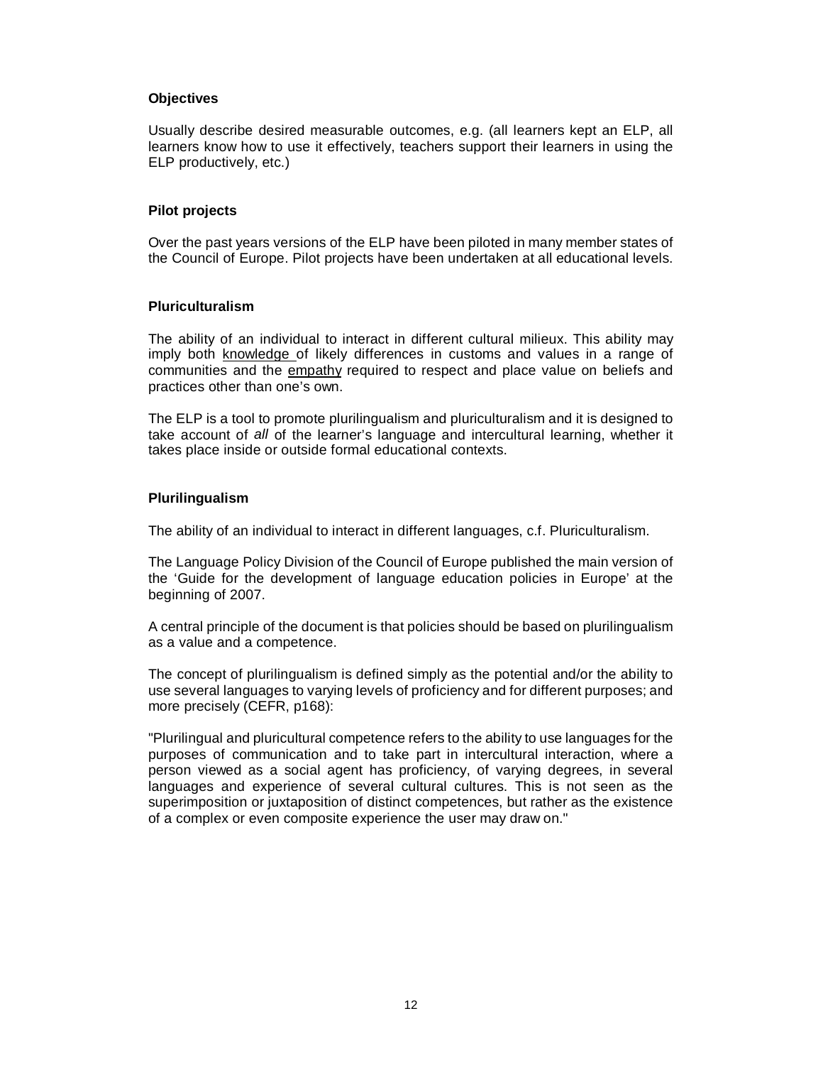**Objectives**

Usually describe desired measurable outcomes, e.g. (all learners kept an ELP, all learners know how to use it effectively, teachers support their learners in using the ELP productively, etc.)

**Pilot projects**

Over the past years versions of the ELP have been piloted in many member states of the Council of Europe. Pilot projects have been undertaken at all educational levels.

**Pluriculturalism**

The ability of an individual to interact in different cultural milieux. This ability may imply both <u>knowledge</u> of likely differences in customs and values in a range of communities and the <u>empathy</u> required to respect and place value on beliefs and practices other than one's own.

The ELP is a tool to promote plurilingualism and pluriculturalism and it is designed to take account of *all* of the learner's language and intercultural learning, whether it takes place inside or outside formal educational contexts.

**Plurilingualism**

The ability of an individual to interact in different languages, c.f. Pluriculturalism.

The Language Policy Division of the Council of Europe published the main version of the 'Guide for the development of language education policies in Europe' at the beginning of 2007.

A central principle of the document is that policies should be based on plurilingualism as a value and a competence.

The concept of plurilingualism is defined simply as the potential and/or the ability to use several languages to varying levels of proficiency and for different purposes; and more precisely (CEFR, p168):

"Plurilingual and pluricultural competence refers to the ability to use languages for the purposes of communication and to take part in intercultural interaction, where a person viewed as a social agent has proficiency, of varying degrees, in several languages and experience of several cultural cultures. This is not seen as the superimposition or juxtaposition of distinct competences, but rather as the existence of a complex or even composite experience the user may draw on."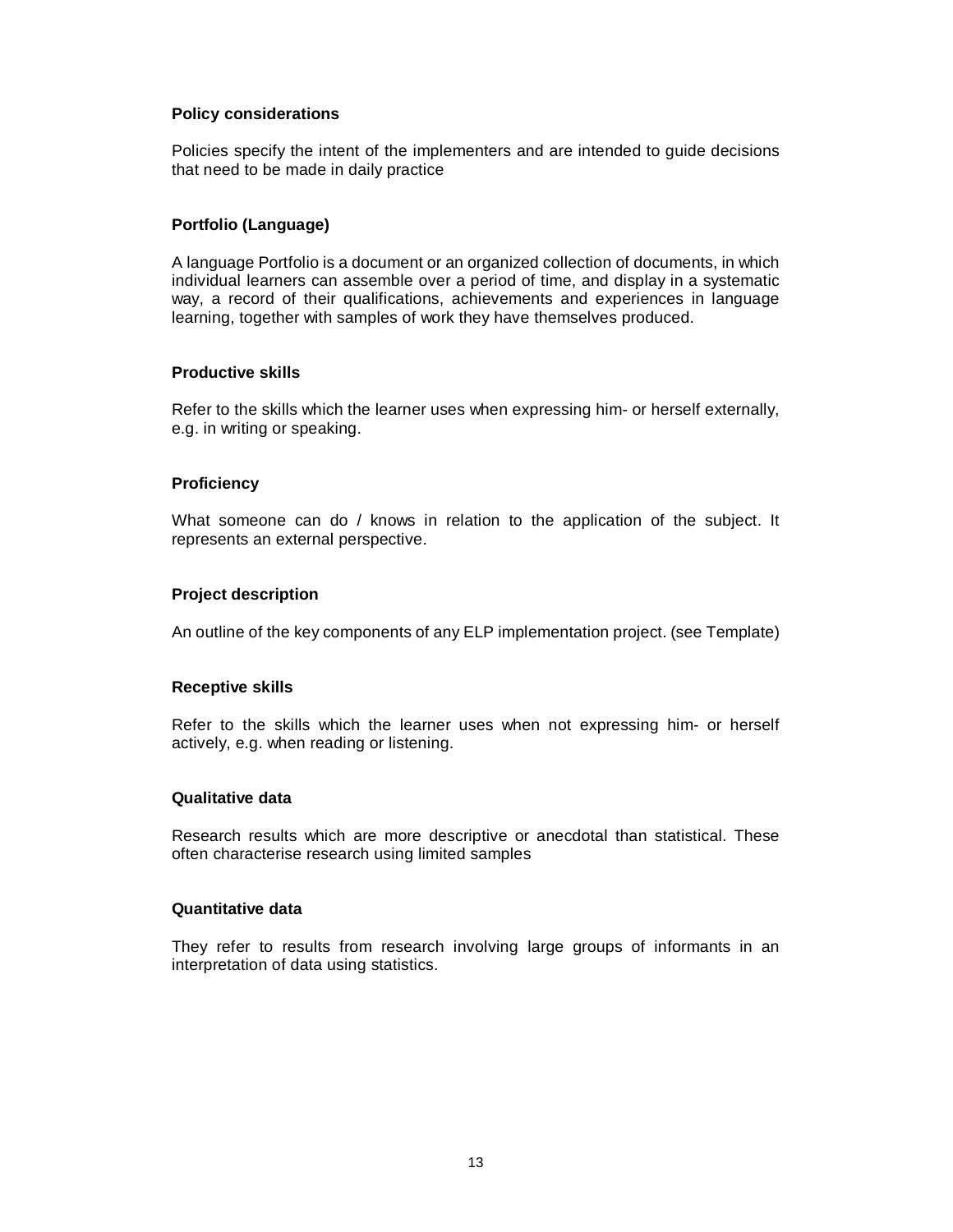**Policy considerations**

Policies specify the intent of the implementers and are intended to guide decisions that need to be made in daily practice

**Portfolio (Language)**

A language Portfolio is a document or an organized collection of documents, in which individual learners can assemble over a period of time, and display in a systematic way, a record of their qualifications, achievements and experiences in language learning, together with samples of work they have themselves produced.

**Productive skills**

Refer to the skills which the learner uses when expressing him- or herself externally, e.g. in writing or speaking.

**Proficiency**

What someone can do / knows in relation to the application of the subject. It represents an external perspective.

**Project description**

An outline of the key components of any ELP implementation project. (see Template)

**Receptive skills**

Refer to the skills which the learner uses when not expressing him- or herself actively, e.g. when reading or listening.

**Qualitative data**

Research results which are more descriptive or anecdotal than statistical. These often characterise research using limited samples

**Quantitative data**

They refer to results from research involving large groups of informants in an interpretation of data using statistics.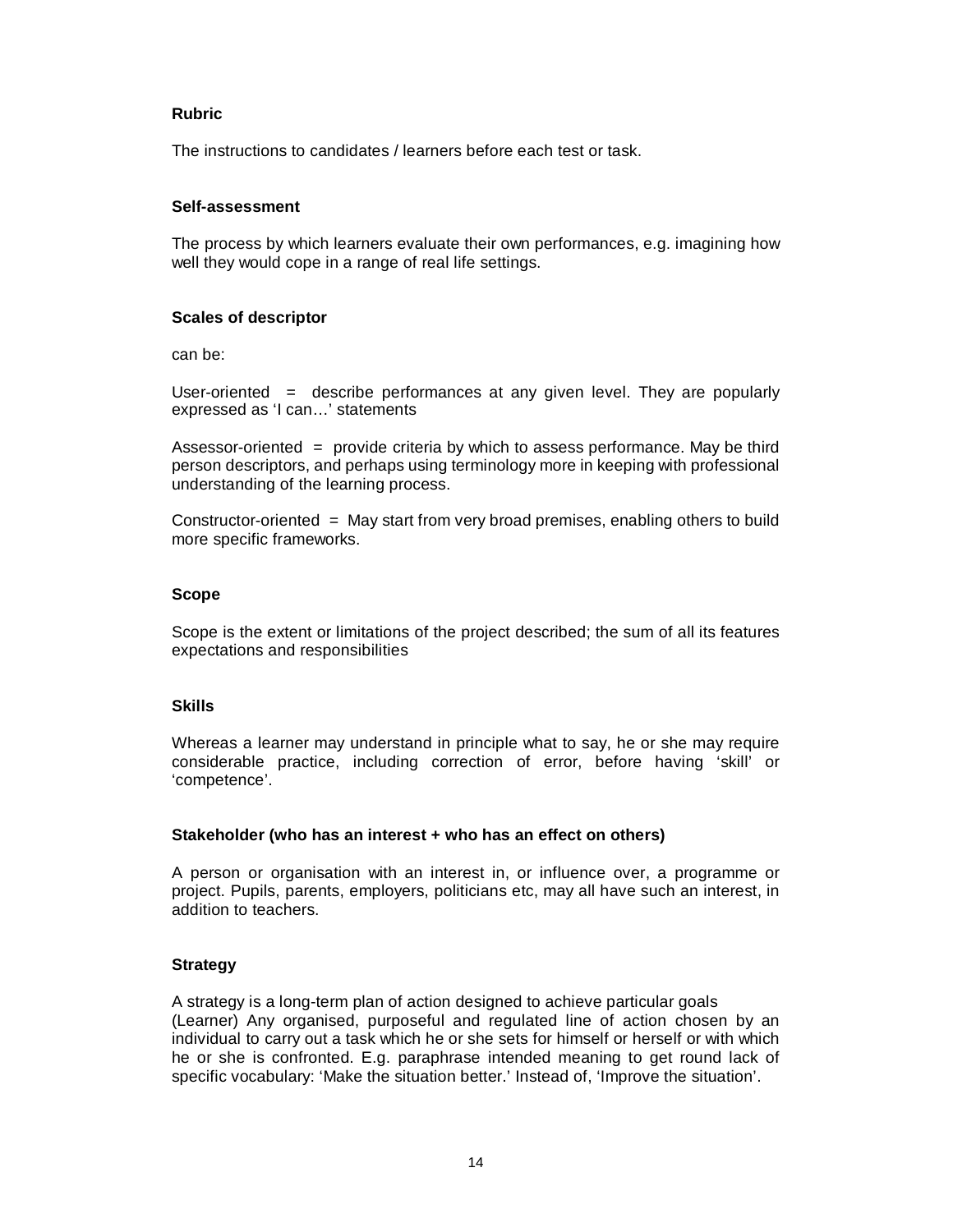**Rubric**

The instructions to candidates / learners before each test or task.

**Self-assessment**

The process by which learners evaluate their own performances, e.g. imagining how well they would cope in a range of real life settings.

**Scales of descriptor**

can be:

User-oriented = describe performances at any given level. They are popularly expressed as 'I can…' statements

Assessor-oriented = provide criteria by which to assess performance. May be third person descriptors, and perhaps using terminology more in keeping with professional understanding of the learning process.

Constructor-oriented = May start from very broad premises, enabling others to build more specific frameworks.

**Scope**

Scope is the extent or limitations of the project described; the sum of all its features expectations and responsibilities

**Skills**

Whereas a learner may understand in principle what to say, he or she may require considerable practice, including correction of error, before having 'skill' or 'competence'.

**Stakeholder (who has an interest + who has an effect on others)**

A person or organisation with an interest in, or influence over, a programme or project. Pupils, parents, employers, politicians etc, may all have such an interest, in addition to teachers.

**Strategy**

A strategy is a long-term plan of action designed to achieve particular goals
(Learner) Any organised, purposeful and regulated line of action chosen by an individual to carry out a task which he or she sets for himself or herself or with which he or she is confronted. E.g. paraphrase intended meaning to get round lack of specific vocabulary: 'Make the situation better.' Instead of, 'Improve the situation'.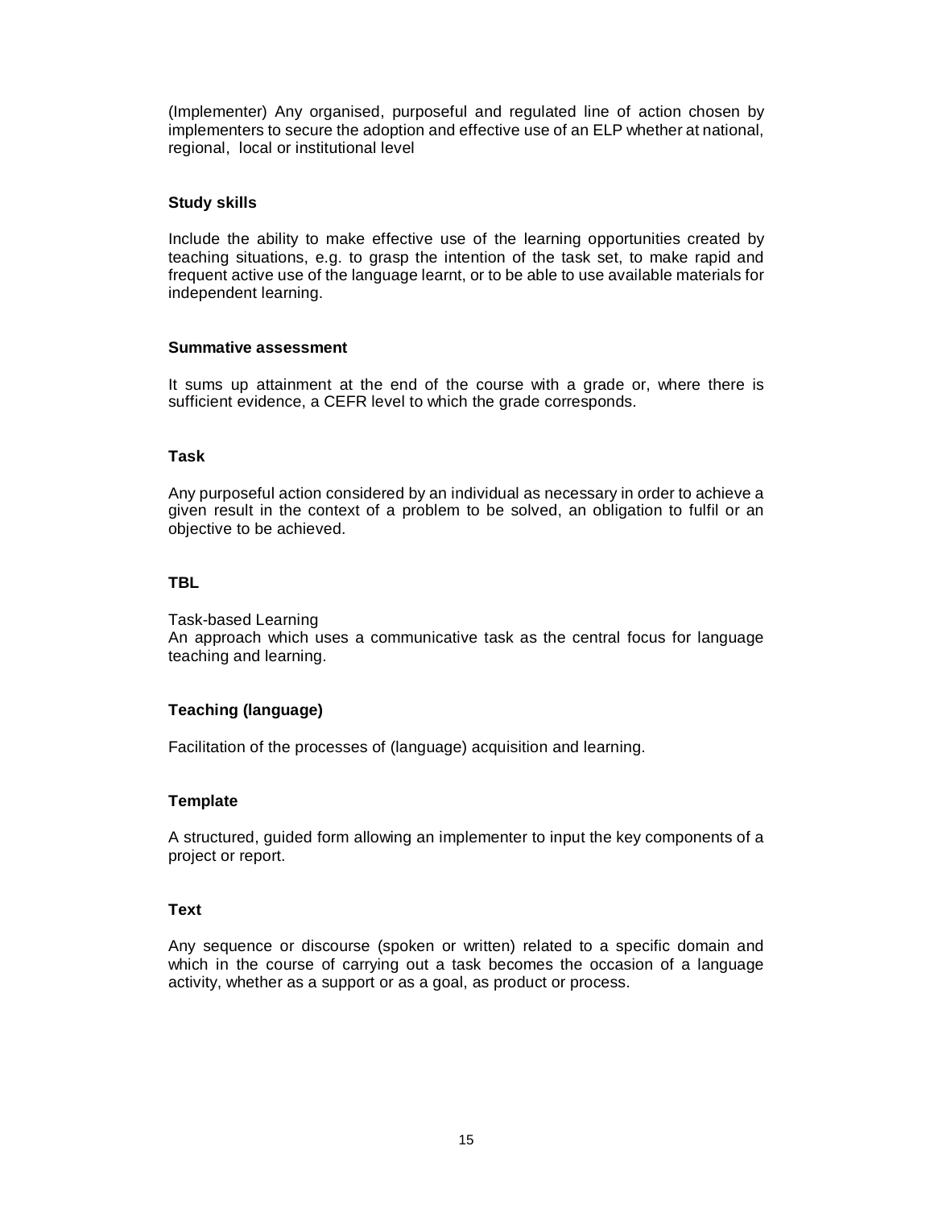(Implementer) Any organised, purposeful and regulated line of action chosen by implementers to secure the adoption and effective use of an ELP whether at national, regional, local or institutional level

**Study skills**

Include the ability to make effective use of the learning opportunities created by teaching situations, e.g. to grasp the intention of the task set, to make rapid and frequent active use of the language learnt, or to be able to use available materials for independent learning.

**Summative assessment**

It sums up attainment at the end of the course with a grade or, where there is sufficient evidence, a CEFR level to which the grade corresponds.

**Task**

Any purposeful action considered by an individual as necessary in order to achieve a given result in the context of a problem to be solved, an obligation to fulfil or an objective to be achieved.

**TBL**

Task-based Learning
An approach which uses a communicative task as the central focus for language teaching and learning.

**Teaching (language)**

Facilitation of the processes of (language) acquisition and learning.

**Template**

A structured, guided form allowing an implementer to input the key components of a project or report.

**Text**

Any sequence or discourse (spoken or written) related to a specific domain and which in the course of carrying out a task becomes the occasion of a language activity, whether as a support or as a goal, as product or process.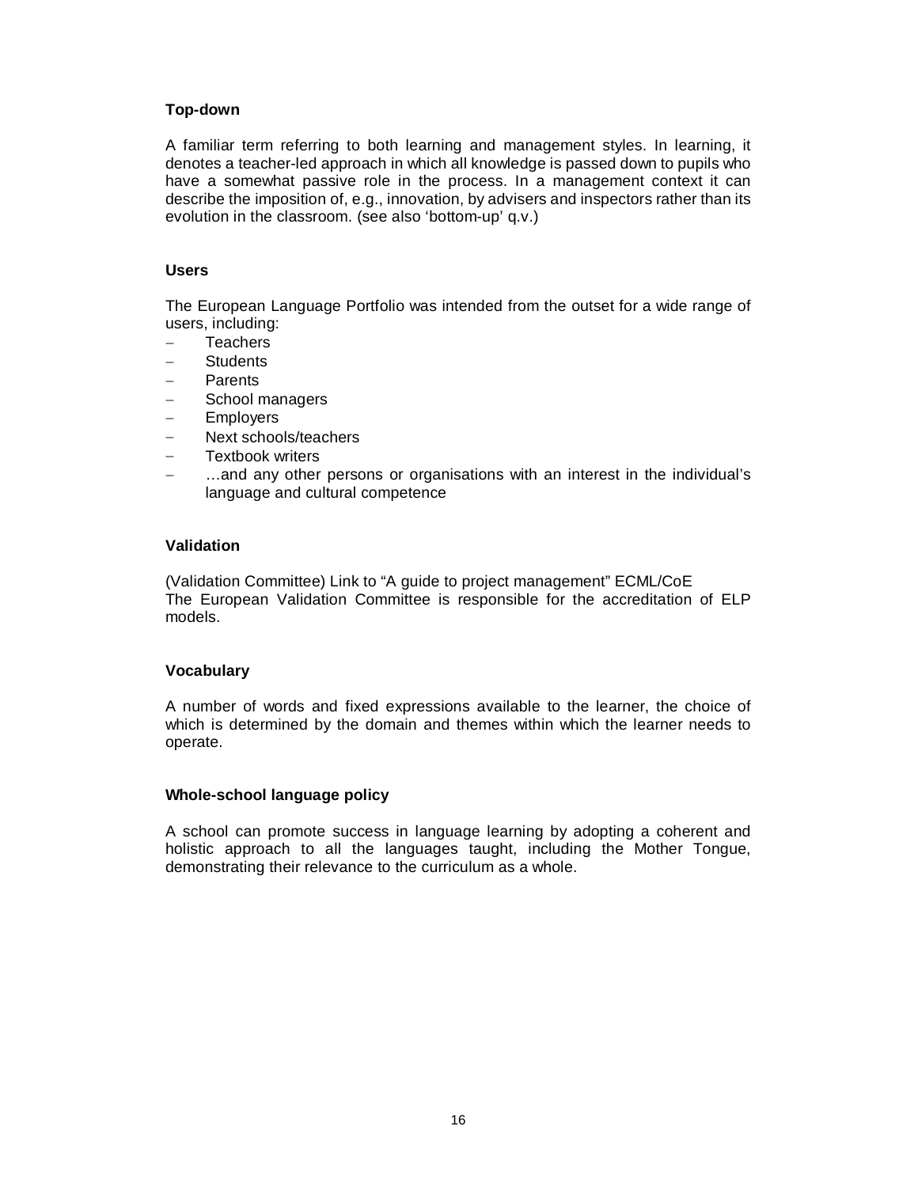**Top-down**

A familiar term referring to both learning and management styles. In learning, it denotes a teacher-led approach in which all knowledge is passed down to pupils who have a somewhat passive role in the process. In a management context it can describe the imposition of, e.g., innovation, by advisers and inspectors rather than its evolution in the classroom. (see also 'bottom-up' q.v.)

**Users**

The European Language Portfolio was intended from the outset for a wide range of users, including:

- Teachers
- Students
- Parents
- School managers
- Employers
- Next schools/teachers
- Textbook writers
- …and any other persons or organisations with an interest in the individual's language and cultural competence

**Validation**

(Validation Committee) Link to "A guide to project management" ECML/CoE
The European Validation Committee is responsible for the accreditation of ELP models.

**Vocabulary**

A number of words and fixed expressions available to the learner, the choice of which is determined by the domain and themes within which the learner needs to operate.

**Whole-school language policy**

A school can promote success in language learning by adopting a coherent and holistic approach to all the languages taught, including the Mother Tongue, demonstrating their relevance to the curriculum as a whole.